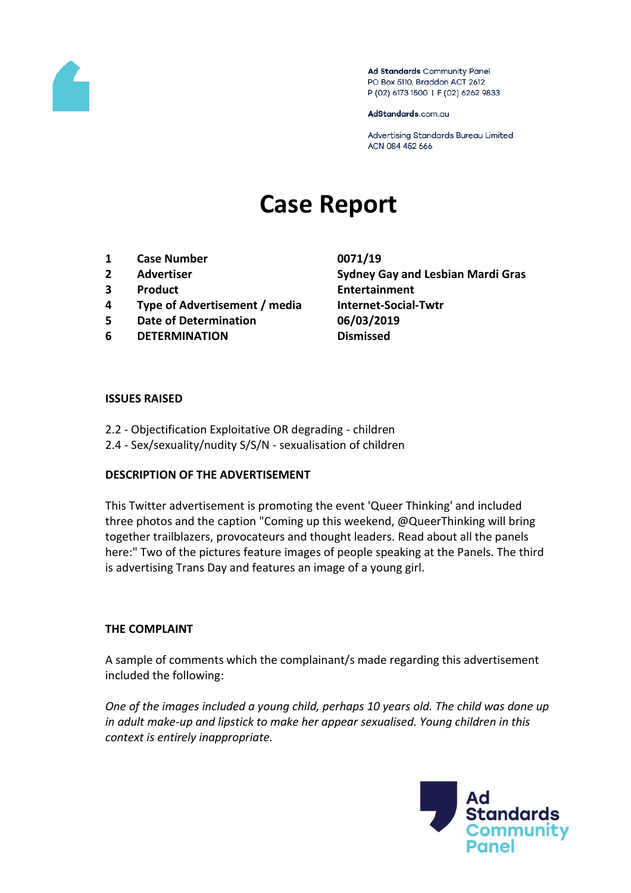Ad Standards Community Panel
PO Box 5110, Braddon ACT 2612
P (02) 6173 1500 | F (02) 6262 9833

AdStandards.com.au

Advertising Standards Bureau Limited
ACN 084 452 666

# Case Report

| | | |
|---|---|---|
| 1 | **Case Number** | **0071/19** |
| 2 | **Advertiser** | **Sydney Gay and Lesbian Mardi Gras** |
| 3 | **Product** | **Entertainment** |
| 4 | **Type of Advertisement / media** | **Internet-Social-Twtr** |
| 5 | **Date of Determination** | **06/03/2019** |
| 6 | **DETERMINATION** | **Dismissed** |

## ISSUES RAISED

2.2 - Objectification Exploitative OR degrading - children
2.4 - Sex/sexuality/nudity S/S/N - sexualisation of children

## DESCRIPTION OF THE ADVERTISEMENT

This Twitter advertisement is promoting the event 'Queer Thinking' and included three photos and the caption "Coming up this weekend, @QueerThinking will bring together trailblazers, provocateurs and thought leaders. Read about all the panels here:" Two of the pictures feature images of people speaking at the Panels. The third is advertising Trans Day and features an image of a young girl.

## THE COMPLAINT

A sample of comments which the complainant/s made regarding this advertisement included the following:

*One of the images included a young child, perhaps 10 years old. The child was done up in adult make-up and lipstick to make her appear sexualised. Young children in this context is entirely inappropriate.*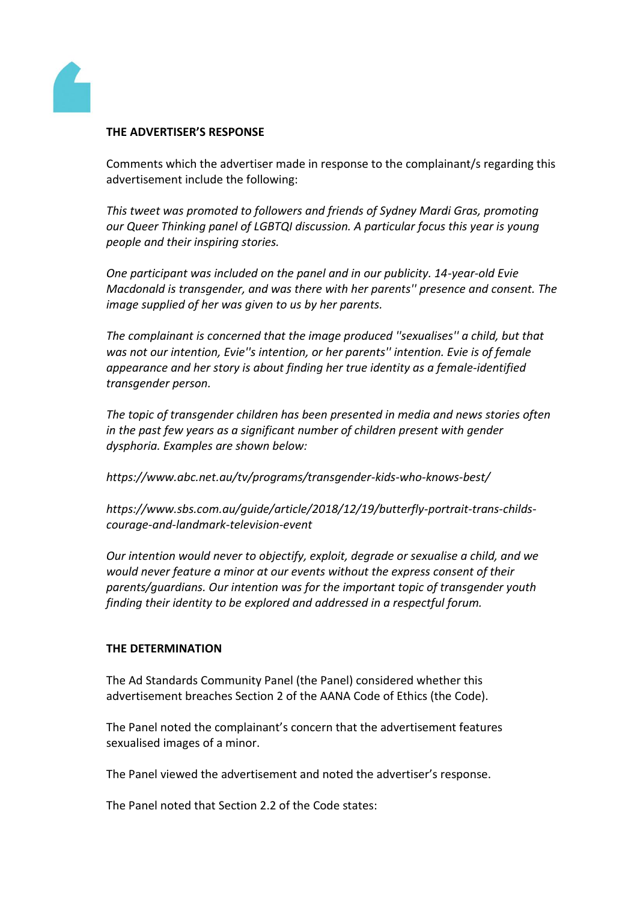**THE ADVERTISER'S RESPONSE**

Comments which the advertiser made in response to the complainant/s regarding this advertisement include the following:

*This tweet was promoted to followers and friends of Sydney Mardi Gras, promoting our Queer Thinking panel of LGBTQI discussion. A particular focus this year is young people and their inspiring stories.*

*One participant was included on the panel and in our publicity. 14-year-old Evie Macdonald is transgender, and was there with her parents'' presence and consent. The image supplied of her was given to us by her parents.*

*The complainant is concerned that the image produced ''sexualises'' a child, but that was not our intention, Evie''s intention, or her parents'' intention. Evie is of female appearance and her story is about finding her true identity as a female-identified transgender person.*

*The topic of transgender children has been presented in media and news stories often in the past few years as a significant number of children present with gender dysphoria. Examples are shown below:*

*https://www.abc.net.au/tv/programs/transgender-kids-who-knows-best/*

*https://www.sbs.com.au/guide/article/2018/12/19/butterfly-portrait-trans-childs-courage-and-landmark-television-event*

*Our intention would never to objectify, exploit, degrade or sexualise a child, and we would never feature a minor at our events without the express consent of their parents/guardians. Our intention was for the important topic of transgender youth finding their identity to be explored and addressed in a respectful forum.*

**THE DETERMINATION**

The Ad Standards Community Panel (the Panel) considered whether this advertisement breaches Section 2 of the AANA Code of Ethics (the Code).

The Panel noted the complainant's concern that the advertisement features sexualised images of a minor.

The Panel viewed the advertisement and noted the advertiser's response.

The Panel noted that Section 2.2 of the Code states: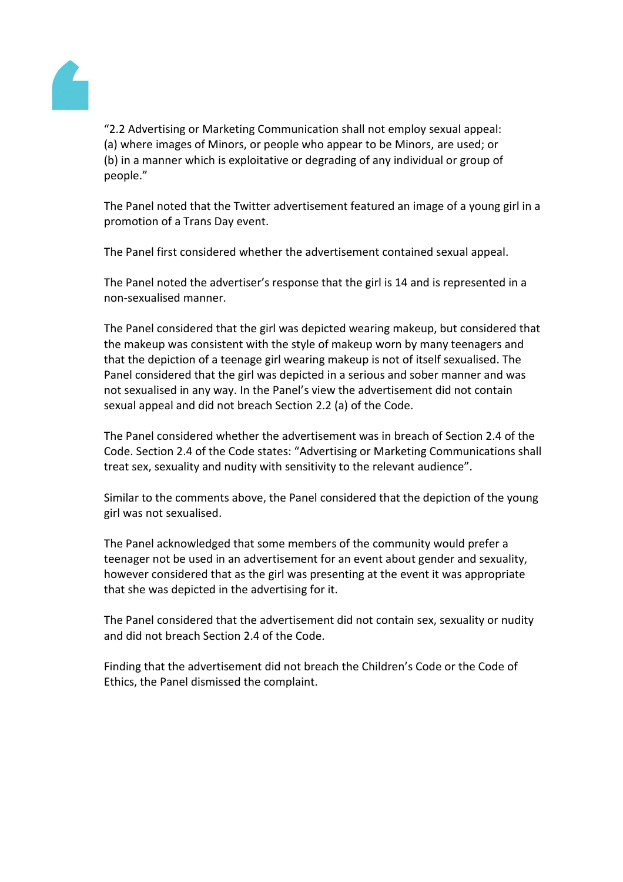"2.2 Advertising or Marketing Communication shall not employ sexual appeal:
(a) where images of Minors, or people who appear to be Minors, are used; or
(b) in a manner which is exploitative or degrading of any individual or group of people."

The Panel noted that the Twitter advertisement featured an image of a young girl in a promotion of a Trans Day event.

The Panel first considered whether the advertisement contained sexual appeal.

The Panel noted the advertiser's response that the girl is 14 and is represented in a non-sexualised manner.

The Panel considered that the girl was depicted wearing makeup, but considered that the makeup was consistent with the style of makeup worn by many teenagers and that the depiction of a teenage girl wearing makeup is not of itself sexualised. The Panel considered that the girl was depicted in a serious and sober manner and was not sexualised in any way. In the Panel's view the advertisement did not contain sexual appeal and did not breach Section 2.2 (a) of the Code.

The Panel considered whether the advertisement was in breach of Section 2.4 of the Code. Section 2.4 of the Code states: "Advertising or Marketing Communications shall treat sex, sexuality and nudity with sensitivity to the relevant audience".

Similar to the comments above, the Panel considered that the depiction of the young girl was not sexualised.

The Panel acknowledged that some members of the community would prefer a teenager not be used in an advertisement for an event about gender and sexuality, however considered that as the girl was presenting at the event it was appropriate that she was depicted in the advertising for it.

The Panel considered that the advertisement did not contain sex, sexuality or nudity and did not breach Section 2.4 of the Code.

Finding that the advertisement did not breach the Children's Code or the Code of Ethics, the Panel dismissed the complaint.